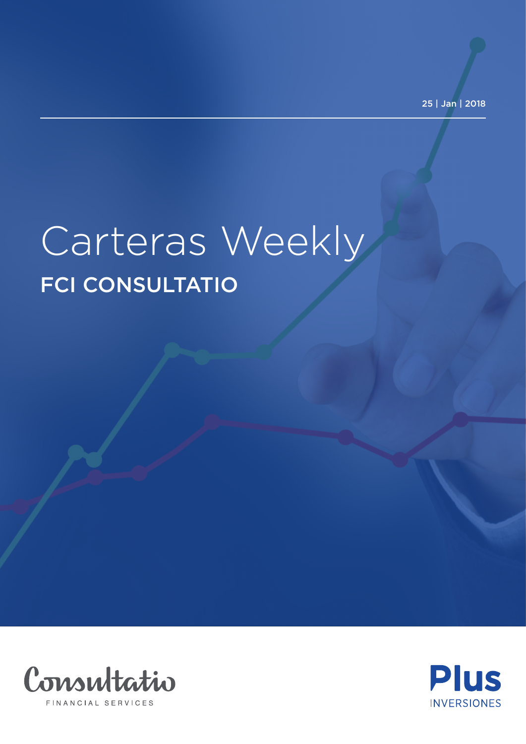25 | Jan | 2018

# Carteras Weekly

## FCI CONSULTATIO

Consultatio

FINANCIAL SERVICES

Plus

INVERSIONES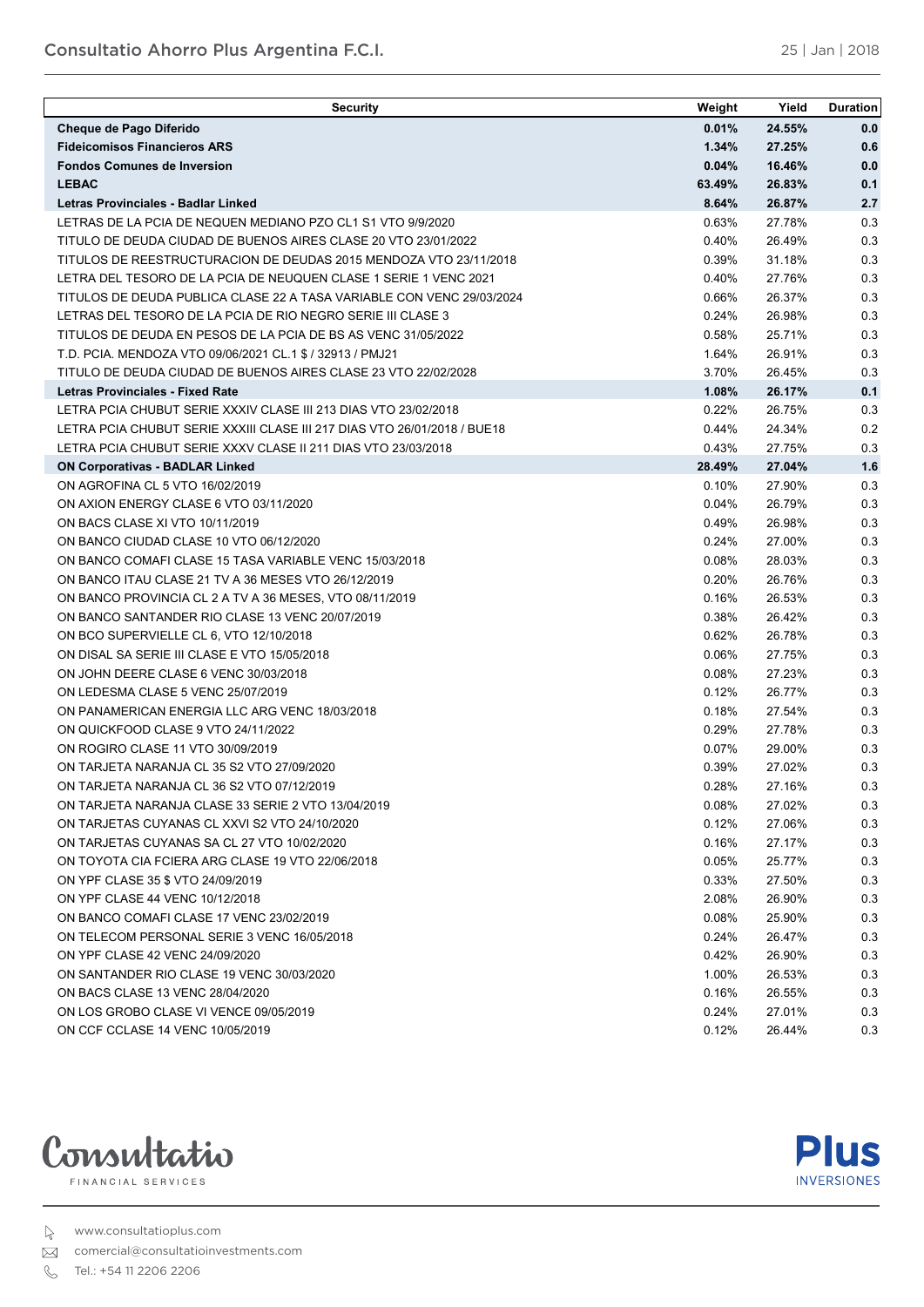| Security | Weight | Yield | Duration |
|---|---|---|---|
| **Cheque de Pago Diferido** | **0.01%** | **24.55%** | **0.0** |
| **Fideicomisos Financieros ARS** | **1.34%** | **27.25%** | **0.6** |
| **Fondos Comunes de Inversion** | **0.04%** | **16.46%** | **0.0** |
| **LEBAC** | **63.49%** | **26.83%** | **0.1** |
| **Letras Provinciales - Badlar Linked** | **8.64%** | **26.87%** | **2.7** |
| LETRAS DE LA PCIA DE NEQUEN MEDIANO PZO CL1 S1 VTO 9/9/2020 | 0.63% | 27.78% | 0.3 |
| TITULO DE DEUDA CIUDAD DE BUENOS AIRES CLASE 20 VTO 23/01/2022 | 0.40% | 26.49% | 0.3 |
| TITULOS DE REESTRUCTURACION DE DEUDAS 2015 MENDOZA VTO 23/11/2018 | 0.39% | 31.18% | 0.3 |
| LETRA DEL TESORO DE LA PCIA DE NEUQUEN CLASE 1 SERIE 1 VENC 2021 | 0.40% | 27.76% | 0.3 |
| TITULOS DE DEUDA PUBLICA CLASE 22 A TASA VARIABLE CON VENC 29/03/2024 | 0.66% | 26.37% | 0.3 |
| LETRAS DEL TESORO DE LA PCIA DE RIO NEGRO SERIE III CLASE 3 | 0.24% | 26.98% | 0.3 |
| TITULOS DE DEUDA EN PESOS DE LA PCIA DE BS AS VENC 31/05/2022 | 0.58% | 25.71% | 0.3 |
| T.D. PCIA. MENDOZA VTO 09/06/2021 CL.1 $ / 32913 / PMJ21 | 1.64% | 26.91% | 0.3 |
| TITULO DE DEUDA CIUDAD DE BUENOS AIRES CLASE 23 VTO 22/02/2028 | 3.70% | 26.45% | 0.3 |
| **Letras Provinciales - Fixed Rate** | **1.08%** | **26.17%** | **0.1** |
| LETRA PCIA CHUBUT SERIE XXXIV CLASE III 213 DIAS VTO 23/02/2018 | 0.22% | 26.75% | 0.3 |
| LETRA PCIA CHUBUT SERIE XXXIII CLASE III 217 DIAS VTO 26/01/2018 / BUE18 | 0.44% | 24.34% | 0.2 |
| LETRA PCIA CHUBUT SERIE XXXV CLASE II 211 DIAS VTO 23/03/2018 | 0.43% | 27.75% | 0.3 |
| **ON Corporativas - BADLAR Linked** | **28.49%** | **27.04%** | **1.6** |
| ON AGROFINA CL 5 VTO 16/02/2019 | 0.10% | 27.90% | 0.3 |
| ON AXION ENERGY CLASE 6 VTO 03/11/2020 | 0.04% | 26.79% | 0.3 |
| ON BACS CLASE XI VTO 10/11/2019 | 0.49% | 26.98% | 0.3 |
| ON BANCO CIUDAD CLASE 10 VTO 06/12/2020 | 0.24% | 27.00% | 0.3 |
| ON BANCO COMAFI CLASE 15 TASA VARIABLE VENC 15/03/2018 | 0.08% | 28.03% | 0.3 |
| ON BANCO ITAU CLASE 21 TV A 36 MESES VTO 26/12/2019 | 0.20% | 26.76% | 0.3 |
| ON BANCO PROVINCIA CL 2 A TV A 36 MESES, VTO 08/11/2019 | 0.16% | 26.53% | 0.3 |
| ON BANCO SANTANDER RIO CLASE 13 VENC 20/07/2019 | 0.38% | 26.42% | 0.3 |
| ON BCO SUPERVIELLE CL 6, VTO 12/10/2018 | 0.62% | 26.78% | 0.3 |
| ON DISAL SA SERIE III CLASE E VTO 15/05/2018 | 0.06% | 27.75% | 0.3 |
| ON JOHN DEERE CLASE 6 VENC 30/03/2018 | 0.08% | 27.23% | 0.3 |
| ON LEDESMA CLASE 5 VENC 25/07/2019 | 0.12% | 26.77% | 0.3 |
| ON PANAMERICAN ENERGIA LLC ARG VENC 18/03/2018 | 0.18% | 27.54% | 0.3 |
| ON QUICKFOOD CLASE 9 VTO 24/11/2022 | 0.29% | 27.78% | 0.3 |
| ON ROGIRO CLASE 11 VTO 30/09/2019 | 0.07% | 29.00% | 0.3 |
| ON TARJETA NARANJA CL 35 S2 VTO 27/09/2020 | 0.39% | 27.02% | 0.3 |
| ON TARJETA NARANJA CL 36 S2 VTO 07/12/2019 | 0.28% | 27.16% | 0.3 |
| ON TARJETA NARANJA CLASE 33 SERIE 2 VTO 13/04/2019 | 0.08% | 27.02% | 0.3 |
| ON TARJETAS CUYANAS CL XXVI S2 VTO 24/10/2020 | 0.12% | 27.06% | 0.3 |
| ON TARJETAS CUYANAS SA CL 27 VTO 10/02/2020 | 0.16% | 27.17% | 0.3 |
| ON TOYOTA CIA FCIERA ARG CLASE 19 VTO 22/06/2018 | 0.05% | 25.77% | 0.3 |
| ON YPF CLASE 35 $ VTO 24/09/2019 | 0.33% | 27.50% | 0.3 |
| ON YPF CLASE 44 VENC 10/12/2018 | 2.08% | 26.90% | 0.3 |
| ON BANCO COMAFI CLASE 17 VENC 23/02/2019 | 0.08% | 25.90% | 0.3 |
| ON TELECOM PERSONAL SERIE 3 VENC 16/05/2018 | 0.24% | 26.47% | 0.3 |
| ON YPF CLASE 42 VENC 24/09/2020 | 0.42% | 26.90% | 0.3 |
| ON SANTANDER RIO CLASE 19 VENC 30/03/2020 | 1.00% | 26.53% | 0.3 |
| ON BACS CLASE 13 VENC 28/04/2020 | 0.16% | 26.55% | 0.3 |
| ON LOS GROBO CLASE VI VENCE 09/05/2019 | 0.24% | 27.01% | 0.3 |
| ON CCF CCLASE 14 VENC 10/05/2019 | 0.12% | 26.44% | 0.3 |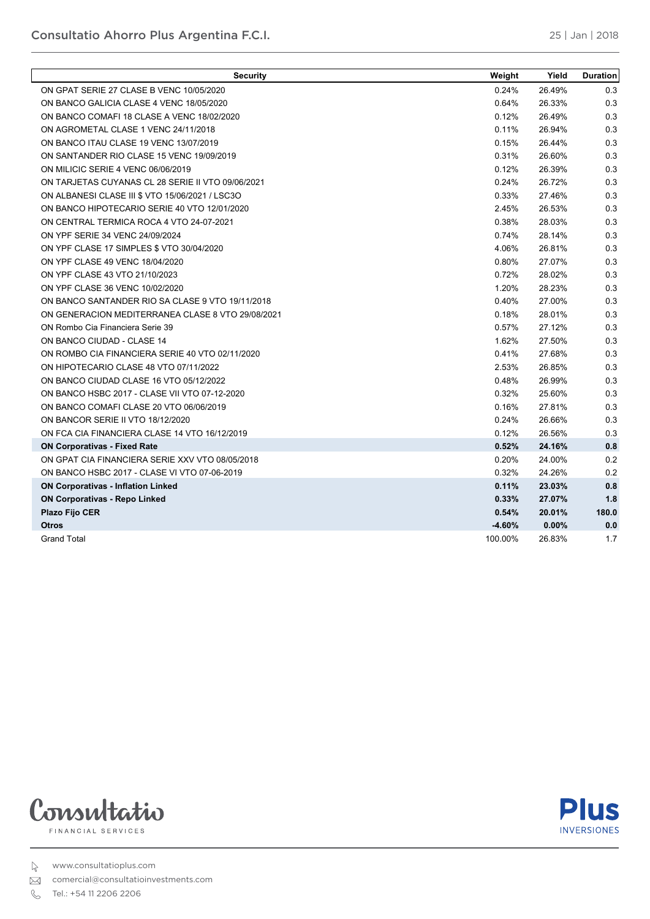| Security | Weight | Yield | Duration |
|---|---|---|---|
| ON GPAT SERIE 27 CLASE B VENC 10/05/2020 | 0.24% | 26.49% | 0.3 |
| ON BANCO GALICIA CLASE 4 VENC 18/05/2020 | 0.64% | 26.33% | 0.3 |
| ON BANCO COMAFI 18 CLASE A VENC 18/02/2020 | 0.12% | 26.49% | 0.3 |
| ON AGROMETAL CLASE 1 VENC 24/11/2018 | 0.11% | 26.94% | 0.3 |
| ON BANCO ITAU CLASE 19 VENC 13/07/2019 | 0.15% | 26.44% | 0.3 |
| ON SANTANDER RIO CLASE 15 VENC 19/09/2019 | 0.31% | 26.60% | 0.3 |
| ON MILICIC SERIE 4 VENC 06/06/2019 | 0.12% | 26.39% | 0.3 |
| ON TARJETAS CUYANAS CL 28 SERIE II VTO 09/06/2021 | 0.24% | 26.72% | 0.3 |
| ON ALBANESI CLASE III $ VTO 15/06/2021 / LSC3O | 0.33% | 27.46% | 0.3 |
| ON BANCO HIPOTECARIO SERIE 40 VTO 12/01/2020 | 2.45% | 26.53% | 0.3 |
| ON CENTRAL TERMICA ROCA 4 VTO 24-07-2021 | 0.38% | 28.03% | 0.3 |
| ON YPF SERIE 34 VENC 24/09/2024 | 0.74% | 28.14% | 0.3 |
| ON YPF CLASE 17 SIMPLES $ VTO 30/04/2020 | 4.06% | 26.81% | 0.3 |
| ON YPF CLASE 49 VENC 18/04/2020 | 0.80% | 27.07% | 0.3 |
| ON YPF CLASE 43 VTO 21/10/2023 | 0.72% | 28.02% | 0.3 |
| ON YPF CLASE 36 VENC 10/02/2020 | 1.20% | 28.23% | 0.3 |
| ON BANCO SANTANDER RIO SA CLASE 9 VTO 19/11/2018 | 0.40% | 27.00% | 0.3 |
| ON GENERACION MEDITERRANEA CLASE 8 VTO 29/08/2021 | 0.18% | 28.01% | 0.3 |
| ON Rombo Cia Financiera Serie 39 | 0.57% | 27.12% | 0.3 |
| ON BANCO CIUDAD - CLASE 14 | 1.62% | 27.50% | 0.3 |
| ON ROMBO CIA FINANCIERA SERIE 40 VTO 02/11/2020 | 0.41% | 27.68% | 0.3 |
| ON HIPOTECARIO CLASE 48 VTO 07/11/2022 | 2.53% | 26.85% | 0.3 |
| ON BANCO CIUDAD CLASE 16 VTO 05/12/2022 | 0.48% | 26.99% | 0.3 |
| ON BANCO HSBC 2017 - CLASE VII VTO 07-12-2020 | 0.32% | 25.60% | 0.3 |
| ON BANCO COMAFI CLASE 20 VTO 06/06/2019 | 0.16% | 27.81% | 0.3 |
| ON BANCOR SERIE II VTO 18/12/2020 | 0.24% | 26.66% | 0.3 |
| ON FCA CIA FINANCIERA CLASE 14 VTO 16/12/2019 | 0.12% | 26.56% | 0.3 |
| **ON Corporativas - Fixed Rate** | **0.52%** | **24.16%** | **0.8** |
| ON GPAT CIA FINANCIERA SERIE XXV VTO 08/05/2018 | 0.20% | 24.00% | 0.2 |
| ON BANCO HSBC 2017 - CLASE VI VTO 07-06-2019 | 0.32% | 24.26% | 0.2 |
| **ON Corporativas - Inflation Linked** | **0.11%** | **23.03%** | **0.8** |
| **ON Corporativas - Repo Linked** | **0.33%** | **27.07%** | **1.8** |
| **Plazo Fijo CER** | **0.54%** | **20.01%** | **180.0** |
| **Otros** | **-4.60%** | **0.00%** | **0.0** |
| Grand Total | 100.00% | 26.83% | 1.7 |

Consultatio FINANCIAL SERVICES

Plus INVERSIONES

www.consultatioplus.com

comercial@consultatioinvestments.com

Tel.: +54 11 2206 2206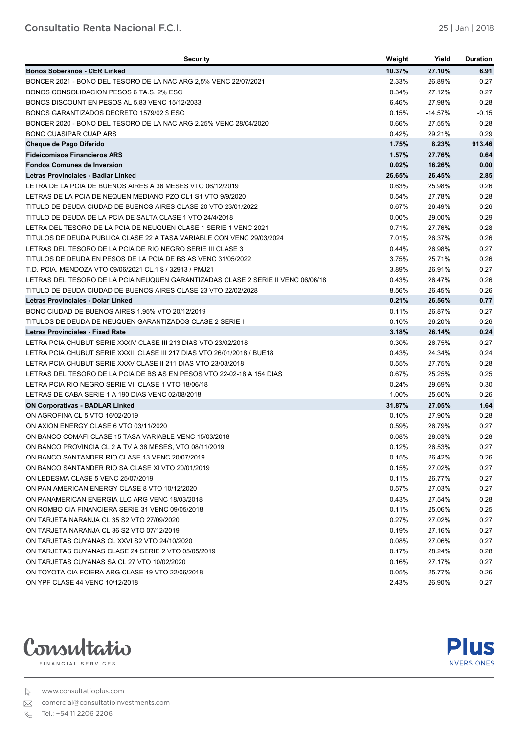| Security | Weight | Yield | Duration |
|---|---|---|---|
| **Bonos Soberanos - CER Linked** | **10.37%** | **27.10%** | **6.91** |
| BONCER 2021 - BONO DEL TESORO DE LA NAC ARG 2,5% VENC 22/07/2021 | 2.33% | 26.89% | 0.27 |
| BONOS CONSOLIDACION PESOS 6 TA.S. 2% ESC | 0.34% | 27.12% | 0.27 |
| BONOS DISCOUNT EN PESOS AL 5.83 VENC 15/12/2033 | 6.46% | 27.98% | 0.28 |
| BONOS GARANTIZADOS DECRETO 1579/02 $ ESC | 0.15% | -14.57% | -0.15 |
| BONCER 2020 - BONO DEL TESORO DE LA NAC ARG 2.25% VENC 28/04/2020 | 0.66% | 27.55% | 0.28 |
| BONO CUASIPAR CUAP ARS | 0.42% | 29.21% | 0.29 |
| **Cheque de Pago Diferido** | **1.75%** | **8.23%** | **913.46** |
| **Fideicomisos Financieros ARS** | **1.57%** | **27.76%** | **0.64** |
| **Fondos Comunes de Inversion** | **0.02%** | **16.26%** | **0.00** |
| **Letras Provinciales - Badlar Linked** | **26.65%** | **26.45%** | **2.85** |
| LETRA DE LA PCIA DE BUENOS AIRES A 36 MESES VTO 06/12/2019 | 0.63% | 25.98% | 0.26 |
| LETRAS DE LA PCIA DE NEQUEN MEDIANO PZO CL1 S1 VTO 9/9/2020 | 0.54% | 27.78% | 0.28 |
| TITULO DE DEUDA CIUDAD DE BUENOS AIRES CLASE 20 VTO 23/01/2022 | 0.67% | 26.49% | 0.26 |
| TITULO DE DEUDA DE LA PCIA DE SALTA CLASE 1 VTO 24/4/2018 | 0.00% | 29.00% | 0.29 |
| LETRA DEL TESORO DE LA PCIA DE NEUQUEN CLASE 1 SERIE 1 VENC 2021 | 0.71% | 27.76% | 0.28 |
| TITULOS DE DEUDA PUBLICA CLASE 22 A TASA VARIABLE CON VENC 29/03/2024 | 7.01% | 26.37% | 0.26 |
| LETRAS DEL TESORO DE LA PCIA DE RIO NEGRO SERIE III CLASE 3 | 0.44% | 26.98% | 0.27 |
| TITULOS DE DEUDA EN PESOS DE LA PCIA DE BS AS VENC 31/05/2022 | 3.75% | 25.71% | 0.26 |
| T.D. PCIA. MENDOZA VTO 09/06/2021 CL.1 $ / 32913 / PMJ21 | 3.89% | 26.91% | 0.27 |
| LETRAS DEL TESORO DE LA PCIA NEUQUEN GARANTIZADAS CLASE 2 SERIE II VENC 06/06/18 | 0.43% | 26.47% | 0.26 |
| TITULO DE DEUDA CIUDAD DE BUENOS AIRES CLASE 23 VTO 22/02/2028 | 8.56% | 26.45% | 0.26 |
| **Letras Provinciales - Dolar Linked** | **0.21%** | **26.56%** | **0.77** |
| BONO CIUDAD DE BUENOS AIRES 1.95% VTO 20/12/2019 | 0.11% | 26.87% | 0.27 |
| TITULOS DE DEUDA DE NEUQUEN GARANTIZADOS CLASE 2 SERIE I | 0.10% | 26.20% | 0.26 |
| **Letras Provinciales - Fixed Rate** | **3.18%** | **26.14%** | **0.24** |
| LETRA PCIA CHUBUT SERIE XXXIV CLASE III 213 DIAS VTO 23/02/2018 | 0.30% | 26.75% | 0.27 |
| LETRA PCIA CHUBUT SERIE XXXIII CLASE III 217 DIAS VTO 26/01/2018 / BUE18 | 0.43% | 24.34% | 0.24 |
| LETRA PCIA CHUBUT SERIE XXXV CLASE II 211 DIAS VTO 23/03/2018 | 0.55% | 27.75% | 0.28 |
| LETRAS DEL TESORO DE LA PCIA DE BS AS EN PESOS VTO 22-02-18 A 154 DIAS | 0.67% | 25.25% | 0.25 |
| LETRA PCIA RIO NEGRO SERIE VII CLASE 1 VTO 18/06/18 | 0.24% | 29.69% | 0.30 |
| LETRAS DE CABA SERIE 1 A 190 DIAS VENC 02/08/2018 | 1.00% | 25.60% | 0.26 |
| **ON Corporativas - BADLAR Linked** | **31.87%** | **27.05%** | **1.64** |
| ON AGROFINA CL 5 VTO 16/02/2019 | 0.10% | 27.90% | 0.28 |
| ON AXION ENERGY CLASE 6 VTO 03/11/2020 | 0.59% | 26.79% | 0.27 |
| ON BANCO COMAFI CLASE 15 TASA VARIABLE VENC 15/03/2018 | 0.08% | 28.03% | 0.28 |
| ON BANCO PROVINCIA CL 2 A TV A 36 MESES, VTO 08/11/2019 | 0.12% | 26.53% | 0.27 |
| ON BANCO SANTANDER RIO CLASE 13 VENC 20/07/2019 | 0.15% | 26.42% | 0.26 |
| ON BANCO SANTANDER RIO SA CLASE XI VTO 20/01/2019 | 0.15% | 27.02% | 0.27 |
| ON LEDESMA CLASE 5 VENC 25/07/2019 | 0.11% | 26.77% | 0.27 |
| ON PAN AMERICAN ENERGY CLASE 8 VTO 10/12/2020 | 0.57% | 27.03% | 0.27 |
| ON PANAMERICAN ENERGIA LLC ARG VENC 18/03/2018 | 0.43% | 27.54% | 0.28 |
| ON ROMBO CIA FINANCIERA SERIE 31 VENC 09/05/2018 | 0.11% | 25.06% | 0.25 |
| ON TARJETA NARANJA CL 35 S2 VTO 27/09/2020 | 0.27% | 27.02% | 0.27 |
| ON TARJETA NARANJA CL 36 S2 VTO 07/12/2019 | 0.19% | 27.16% | 0.27 |
| ON TARJETAS CUYANAS CL XXVI S2 VTO 24/10/2020 | 0.08% | 27.06% | 0.27 |
| ON TARJETAS CUYANAS CLASE 24 SERIE 2 VTO 05/05/2019 | 0.17% | 28.24% | 0.28 |
| ON TARJETAS CUYANAS SA CL 27 VTO 10/02/2020 | 0.16% | 27.17% | 0.27 |
| ON TOYOTA CIA FCIERA ARG CLASE 19 VTO 22/06/2018 | 0.05% | 25.77% | 0.26 |
| ON YPF CLASE 44 VENC 10/12/2018 | 2.43% | 26.90% | 0.27 |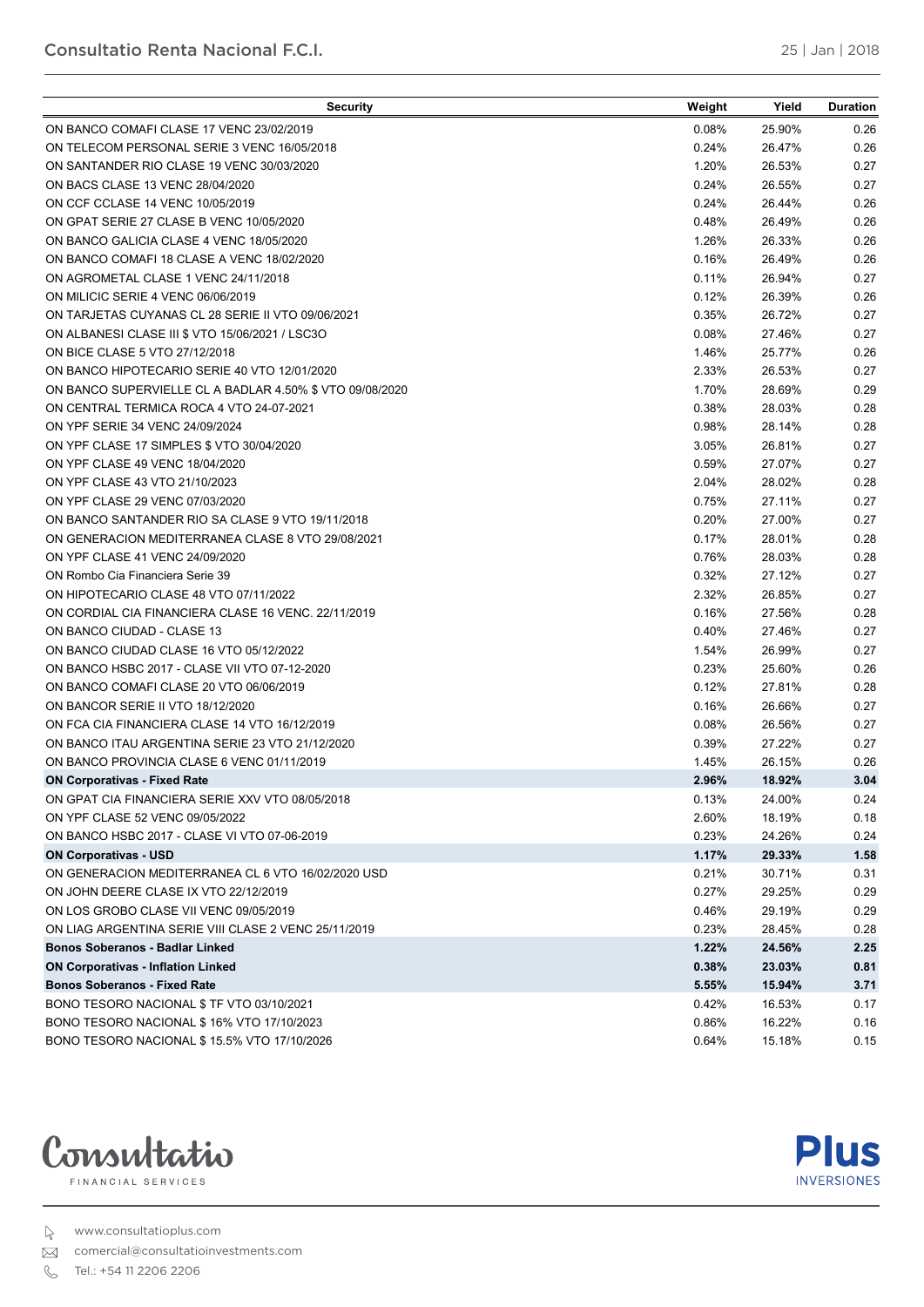| Security | Weight | Yield | Duration |
|---|---|---|---|
| ON BANCO COMAFI CLASE 17 VENC 23/02/2019 | 0.08% | 25.90% | 0.26 |
| ON TELECOM PERSONAL SERIE 3 VENC 16/05/2018 | 0.24% | 26.47% | 0.26 |
| ON SANTANDER RIO CLASE 19 VENC 30/03/2020 | 1.20% | 26.53% | 0.27 |
| ON BACS CLASE 13 VENC 28/04/2020 | 0.24% | 26.55% | 0.27 |
| ON CCF CCLASE 14 VENC 10/05/2019 | 0.24% | 26.44% | 0.26 |
| ON GPAT SERIE 27 CLASE B VENC 10/05/2020 | 0.48% | 26.49% | 0.26 |
| ON BANCO GALICIA CLASE 4 VENC 18/05/2020 | 1.26% | 26.33% | 0.26 |
| ON BANCO COMAFI 18 CLASE A VENC 18/02/2020 | 0.16% | 26.49% | 0.26 |
| ON AGROMETAL CLASE 1 VENC 24/11/2018 | 0.11% | 26.94% | 0.27 |
| ON MILICIC SERIE 4 VENC 06/06/2019 | 0.12% | 26.39% | 0.26 |
| ON TARJETAS CUYANAS CL 28 SERIE II VTO 09/06/2021 | 0.35% | 26.72% | 0.27 |
| ON ALBANESI CLASE III $ VTO 15/06/2021 / LSC3O | 0.08% | 27.46% | 0.27 |
| ON BICE CLASE 5 VTO 27/12/2018 | 1.46% | 25.77% | 0.26 |
| ON BANCO HIPOTECARIO SERIE 40 VTO 12/01/2020 | 2.33% | 26.53% | 0.27 |
| ON BANCO SUPERVIELLE CL A BADLAR 4.50% $ VTO 09/08/2020 | 1.70% | 28.69% | 0.29 |
| ON CENTRAL TERMICA ROCA 4 VTO 24-07-2021 | 0.38% | 28.03% | 0.28 |
| ON YPF SERIE 34 VENC 24/09/2024 | 0.98% | 28.14% | 0.28 |
| ON YPF CLASE 17 SIMPLES $ VTO 30/04/2020 | 3.05% | 26.81% | 0.27 |
| ON YPF CLASE 49 VENC 18/04/2020 | 0.59% | 27.07% | 0.27 |
| ON YPF CLASE 43 VTO 21/10/2023 | 2.04% | 28.02% | 0.28 |
| ON YPF CLASE 29 VENC 07/03/2020 | 0.75% | 27.11% | 0.27 |
| ON BANCO SANTANDER RIO SA CLASE 9 VTO 19/11/2018 | 0.20% | 27.00% | 0.27 |
| ON GENERACION MEDITERRANEA CLASE 8 VTO 29/08/2021 | 0.17% | 28.01% | 0.28 |
| ON YPF CLASE 41 VENC 24/09/2020 | 0.76% | 28.03% | 0.28 |
| ON Rombo Cia Financiera Serie 39 | 0.32% | 27.12% | 0.27 |
| ON HIPOTECARIO CLASE 48 VTO 07/11/2022 | 2.32% | 26.85% | 0.27 |
| ON CORDIAL CIA FINANCIERA CLASE 16 VENC. 22/11/2019 | 0.16% | 27.56% | 0.28 |
| ON BANCO CIUDAD - CLASE 13 | 0.40% | 27.46% | 0.27 |
| ON BANCO CIUDAD CLASE 16 VTO 05/12/2022 | 1.54% | 26.99% | 0.27 |
| ON BANCO HSBC 2017 - CLASE VII VTO 07-12-2020 | 0.23% | 25.60% | 0.26 |
| ON BANCO COMAFI CLASE 20 VTO 06/06/2019 | 0.12% | 27.81% | 0.28 |
| ON BANCOR SERIE II VTO 18/12/2020 | 0.16% | 26.66% | 0.27 |
| ON FCA CIA FINANCIERA CLASE 14 VTO 16/12/2019 | 0.08% | 26.56% | 0.27 |
| ON BANCO ITAU ARGENTINA SERIE 23 VTO 21/12/2020 | 0.39% | 27.22% | 0.27 |
| ON BANCO PROVINCIA CLASE 6 VENC 01/11/2019 | 1.45% | 26.15% | 0.26 |
| **ON Corporativas - Fixed Rate** | **2.96%** | **18.92%** | **3.04** |
| ON GPAT CIA FINANCIERA SERIE XXV VTO 08/05/2018 | 0.13% | 24.00% | 0.24 |
| ON YPF CLASE 52 VENC 09/05/2022 | 2.60% | 18.19% | 0.18 |
| ON BANCO HSBC 2017 - CLASE VI VTO 07-06-2019 | 0.23% | 24.26% | 0.24 |
| **ON Corporativas - USD** | **1.17%** | **29.33%** | **1.58** |
| ON GENERACION MEDITERRANEA CL 6 VTO 16/02/2020 USD | 0.21% | 30.71% | 0.31 |
| ON JOHN DEERE CLASE IX VTO 22/12/2019 | 0.27% | 29.25% | 0.29 |
| ON LOS GROBO CLASE VII VENC 09/05/2019 | 0.46% | 29.19% | 0.29 |
| ON LIAG ARGENTINA SERIE VIII CLASE 2 VENC 25/11/2019 | 0.23% | 28.45% | 0.28 |
| **Bonos Soberanos - Badlar Linked** | **1.22%** | **24.56%** | **2.25** |
| **ON Corporativas - Inflation Linked** | **0.38%** | **23.03%** | **0.81** |
| **Bonos Soberanos - Fixed Rate** | **5.55%** | **15.94%** | **3.71** |
| BONO TESORO NACIONAL $ TF VTO 03/10/2021 | 0.42% | 16.53% | 0.17 |
| BONO TESORO NACIONAL $ 16% VTO 17/10/2023 | 0.86% | 16.22% | 0.16 |
| BONO TESORO NACIONAL $ 15.5% VTO 17/10/2026 | 0.64% | 15.18% | 0.15 |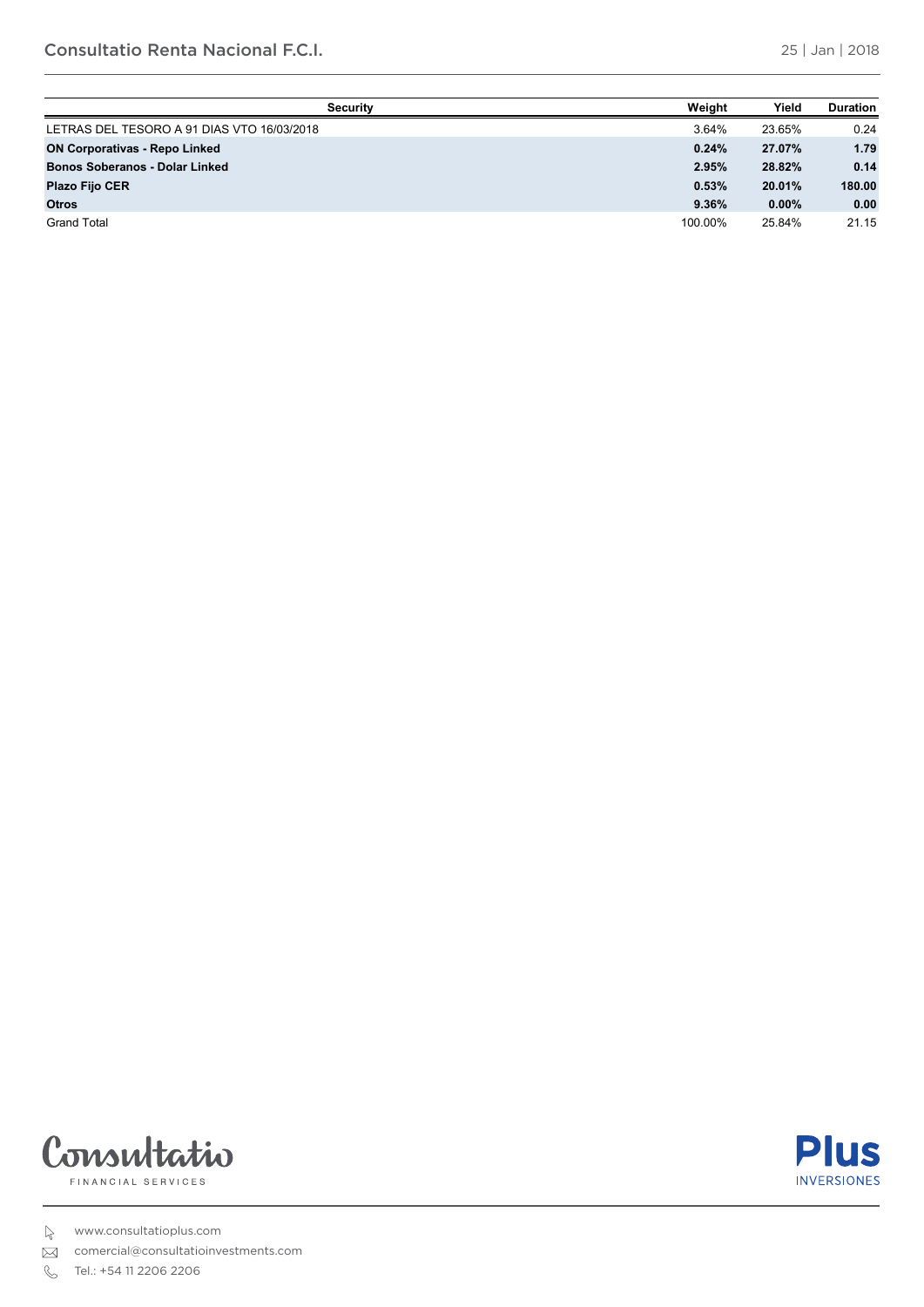| Security | Weight | Yield | Duration |
|---|---|---|---|
| LETRAS DEL TESORO A 91 DIAS VTO 16/03/2018 | 3.64% | 23.65% | 0.24 |
| **ON Corporativas - Repo Linked** | **0.24%** | **27.07%** | **1.79** |
| **Bonos Soberanos - Dolar Linked** | **2.95%** | **28.82%** | **0.14** |
| **Plazo Fijo CER** | **0.53%** | **20.01%** | **180.00** |
| **Otros** | **9.36%** | **0.00%** | **0.00** |
| Grand Total | 100.00% | 25.84% | 21.15 |

Consultatio FINANCIAL SERVICES

Plus INVERSIONES

www.consultatioplus.com

comercial@consultatioinvestments.com

Tel.: +54 11 2206 2206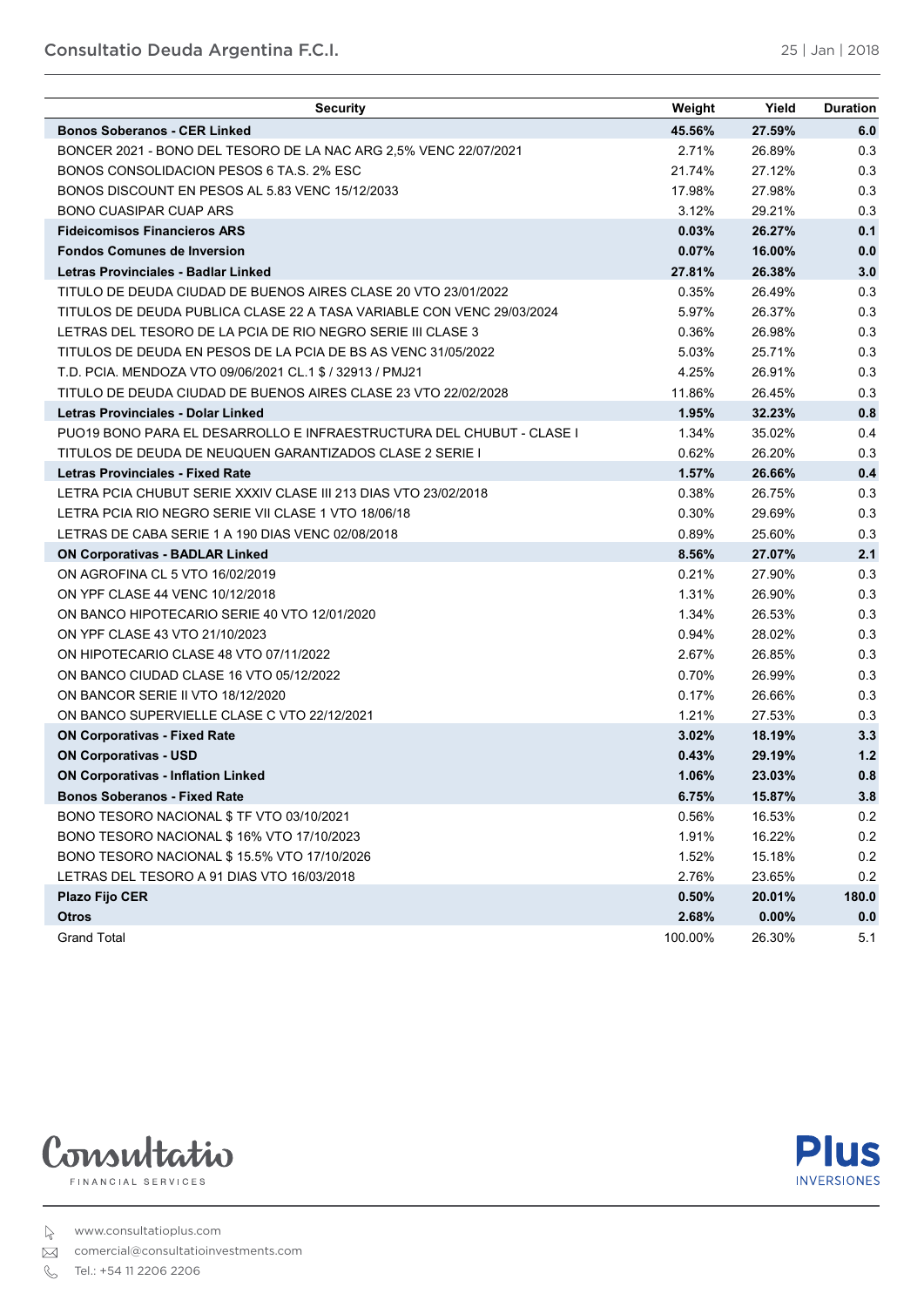| Security | Weight | Yield | Duration |
|---|---|---|---|
| **Bonos Soberanos - CER Linked** | **45.56%** | **27.59%** | **6.0** |
| BONCER 2021 - BONO DEL TESORO DE LA NAC ARG 2,5% VENC 22/07/2021 | 2.71% | 26.89% | 0.3 |
| BONOS CONSOLIDACION PESOS 6 TA.S. 2% ESC | 21.74% | 27.12% | 0.3 |
| BONOS DISCOUNT EN PESOS AL 5.83 VENC 15/12/2033 | 17.98% | 27.98% | 0.3 |
| BONO CUASIPAR CUAP ARS | 3.12% | 29.21% | 0.3 |
| **Fideicomisos Financieros ARS** | **0.03%** | **26.27%** | **0.1** |
| **Fondos Comunes de Inversion** | **0.07%** | **16.00%** | **0.0** |
| **Letras Provinciales - Badlar Linked** | **27.81%** | **26.38%** | **3.0** |
| TITULO DE DEUDA CIUDAD DE BUENOS AIRES CLASE 20 VTO 23/01/2022 | 0.35% | 26.49% | 0.3 |
| TITULOS DE DEUDA PUBLICA CLASE 22 A TASA VARIABLE CON VENC 29/03/2024 | 5.97% | 26.37% | 0.3 |
| LETRAS DEL TESORO DE LA PCIA DE RIO NEGRO SERIE III CLASE 3 | 0.36% | 26.98% | 0.3 |
| TITULOS DE DEUDA EN PESOS DE LA PCIA DE BS AS VENC 31/05/2022 | 5.03% | 25.71% | 0.3 |
| T.D. PCIA. MENDOZA VTO 09/06/2021 CL.1 $ / 32913 / PMJ21 | 4.25% | 26.91% | 0.3 |
| TITULO DE DEUDA CIUDAD DE BUENOS AIRES CLASE 23 VTO 22/02/2028 | 11.86% | 26.45% | 0.3 |
| **Letras Provinciales - Dolar Linked** | **1.95%** | **32.23%** | **0.8** |
| PUO19 BONO PARA EL DESARROLLO E INFRAESTRUCTURA DEL CHUBUT - CLASE I | 1.34% | 35.02% | 0.4 |
| TITULOS DE DEUDA DE NEUQUEN GARANTIZADOS CLASE 2 SERIE I | 0.62% | 26.20% | 0.3 |
| **Letras Provinciales - Fixed Rate** | **1.57%** | **26.66%** | **0.4** |
| LETRA PCIA CHUBUT SERIE XXXIV CLASE III 213 DIAS VTO 23/02/2018 | 0.38% | 26.75% | 0.3 |
| LETRA PCIA RIO NEGRO SERIE VII CLASE 1 VTO 18/06/18 | 0.30% | 29.69% | 0.3 |
| LETRAS DE CABA SERIE 1 A 190 DIAS VENC 02/08/2018 | 0.89% | 25.60% | 0.3 |
| **ON Corporativas - BADLAR Linked** | **8.56%** | **27.07%** | **2.1** |
| ON AGROFINA CL 5 VTO 16/02/2019 | 0.21% | 27.90% | 0.3 |
| ON YPF CLASE 44 VENC 10/12/2018 | 1.31% | 26.90% | 0.3 |
| ON BANCO HIPOTECARIO SERIE 40 VTO 12/01/2020 | 1.34% | 26.53% | 0.3 |
| ON YPF CLASE 43 VTO 21/10/2023 | 0.94% | 28.02% | 0.3 |
| ON HIPOTECARIO CLASE 48 VTO 07/11/2022 | 2.67% | 26.85% | 0.3 |
| ON BANCO CIUDAD CLASE 16 VTO 05/12/2022 | 0.70% | 26.99% | 0.3 |
| ON BANCOR SERIE II VTO 18/12/2020 | 0.17% | 26.66% | 0.3 |
| ON BANCO SUPERVIELLE CLASE C VTO 22/12/2021 | 1.21% | 27.53% | 0.3 |
| **ON Corporativas - Fixed Rate** | **3.02%** | **18.19%** | **3.3** |
| **ON Corporativas - USD** | **0.43%** | **29.19%** | **1.2** |
| **ON Corporativas - Inflation Linked** | **1.06%** | **23.03%** | **0.8** |
| **Bonos Soberanos - Fixed Rate** | **6.75%** | **15.87%** | **3.8** |
| BONO TESORO NACIONAL $ TF VTO 03/10/2021 | 0.56% | 16.53% | 0.2 |
| BONO TESORO NACIONAL $ 16% VTO 17/10/2023 | 1.91% | 16.22% | 0.2 |
| BONO TESORO NACIONAL $ 15.5% VTO 17/10/2026 | 1.52% | 15.18% | 0.2 |
| LETRAS DEL TESORO A 91 DIAS VTO 16/03/2018 | 2.76% | 23.65% | 0.2 |
| **Plazo Fijo CER** | **0.50%** | **20.01%** | **180.0** |
| **Otros** | **2.68%** | **0.00%** | **0.0** |
| Grand Total | 100.00% | 26.30% | 5.1 |

Consultatio FINANCIAL SERVICES

Plus INVERSIONES

www.consultatioplus.com

comercial@consultatioinvestments.com

Tel.: +54 11 2206 2206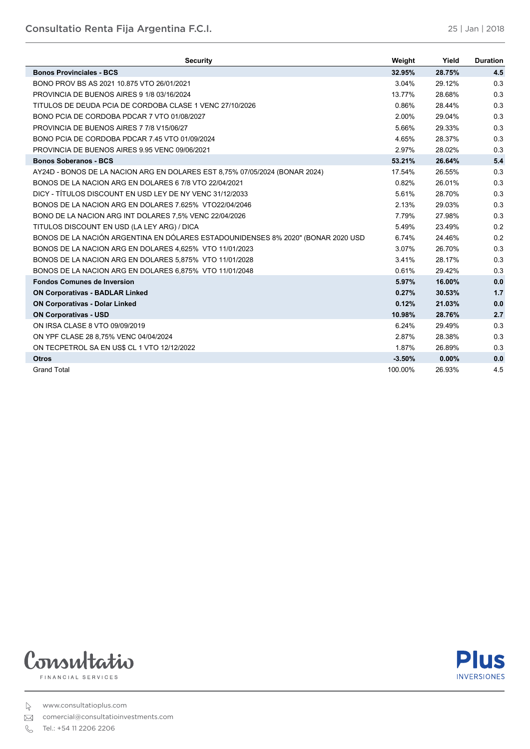| Security | Weight | Yield | Duration |
|---|---|---|---|
| **Bonos Provinciales - BCS** | **32.95%** | **28.75%** | **4.5** |
| BONO PROV BS AS 2021 10.875 VTO 26/01/2021 | 3.04% | 29.12% | 0.3 |
| PROVINCIA DE BUENOS AIRES 9 1/8 03/16/2024 | 13.77% | 28.68% | 0.3 |
| TITULOS DE DEUDA PCIA DE CORDOBA CLASE 1 VENC 27/10/2026 | 0.86% | 28.44% | 0.3 |
| BONO PCIA DE CORDOBA PDCAR 7 VTO 01/08/2027 | 2.00% | 29.04% | 0.3 |
| PROVINCIA DE BUENOS AIRES 7 7/8 V15/06/27 | 5.66% | 29.33% | 0.3 |
| BONO PCIA DE CORDOBA PDCAR 7.45 VTO 01/09/2024 | 4.65% | 28.37% | 0.3 |
| PROVINCIA DE BUENOS AIRES 9.95 VENC 09/06/2021 | 2.97% | 28.02% | 0.3 |
| **Bonos Soberanos - BCS** | **53.21%** | **26.64%** | **5.4** |
| AY24D - BONOS DE LA NACION ARG EN DOLARES EST 8,75% 07/05/2024 (BONAR 2024) | 17.54% | 26.55% | 0.3 |
| BONOS DE LA NACION ARG EN DOLARES 6 7/8 VTO 22/04/2021 | 0.82% | 26.01% | 0.3 |
| DICY - TÍTULOS DISCOUNT EN USD LEY DE NY VENC 31/12/2033 | 5.61% | 28.70% | 0.3 |
| BONOS DE LA NACION ARG EN DOLARES 7.625% VTO22/04/2046 | 2.13% | 29.03% | 0.3 |
| BONO DE LA NACION ARG INT DOLARES 7,5% VENC 22/04/2026 | 7.79% | 27.98% | 0.3 |
| TITULOS DISCOUNT EN USD (LA LEY ARG) / DICA | 5.49% | 23.49% | 0.2 |
| BONOS DE LA NACIÓN ARGENTINA EN DÓLARES ESTADOUNIDENSES 8% 2020" (BONAR 2020 USD | 6.74% | 24.46% | 0.2 |
| BONOS DE LA NACION ARG EN DOLARES 4,625% VTO 11/01/2023 | 3.07% | 26.70% | 0.3 |
| BONOS DE LA NACION ARG EN DOLARES 5,875% VTO 11/01/2028 | 3.41% | 28.17% | 0.3 |
| BONOS DE LA NACION ARG EN DOLARES 6,875% VTO 11/01/2048 | 0.61% | 29.42% | 0.3 |
| **Fondos Comunes de Inversion** | **5.97%** | **16.00%** | **0.0** |
| **ON Corporativas - BADLAR Linked** | **0.27%** | **30.53%** | **1.7** |
| **ON Corporativas - Dolar Linked** | **0.12%** | **21.03%** | **0.0** |
| **ON Corporativas - USD** | **10.98%** | **28.76%** | **2.7** |
| ON IRSA CLASE 8 VTO 09/09/2019 | 6.24% | 29.49% | 0.3 |
| ON YPF CLASE 28 8,75% VENC 04/04/2024 | 2.87% | 28.38% | 0.3 |
| ON TECPETROL SA EN US$ CL 1 VTO 12/12/2022 | 1.87% | 26.89% | 0.3 |
| **Otros** | **-3.50%** | **0.00%** | **0.0** |
| Grand Total | 100.00% | 26.93% | 4.5 |

Consultatio FINANCIAL SERVICES

Plus INVERSIONES

www.consultatioplus.com

comercial@consultatioinvestments.com

Tel.: +54 11 2206 2206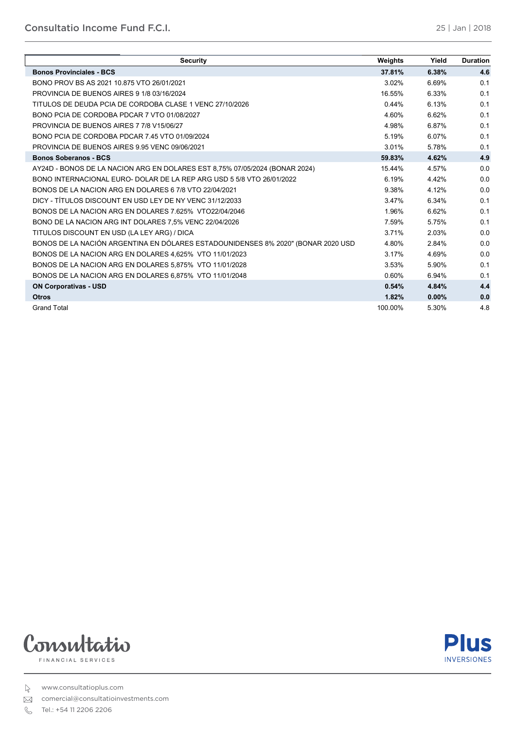| Security | Weights | Yield | Duration |
|---|---|---|---|
| **Bonos Provinciales - BCS** | **37.81%** | **6.38%** | **4.6** |
| BONO PROV BS AS 2021 10.875 VTO 26/01/2021 | 3.02% | 6.69% | 0.1 |
| PROVINCIA DE BUENOS AIRES 9 1/8 03/16/2024 | 16.55% | 6.33% | 0.1 |
| TITULOS DE DEUDA PCIA DE CORDOBA CLASE 1 VENC 27/10/2026 | 0.44% | 6.13% | 0.1 |
| BONO PCIA DE CORDOBA PDCAR 7 VTO 01/08/2027 | 4.60% | 6.62% | 0.1 |
| PROVINCIA DE BUENOS AIRES 7 7/8 V15/06/27 | 4.98% | 6.87% | 0.1 |
| BONO PCIA DE CORDOBA PDCAR 7.45 VTO 01/09/2024 | 5.19% | 6.07% | 0.1 |
| PROVINCIA DE BUENOS AIRES 9.95 VENC 09/06/2021 | 3.01% | 5.78% | 0.1 |
| **Bonos Soberanos - BCS** | **59.83%** | **4.62%** | **4.9** |
| AY24D - BONOS DE LA NACION ARG EN DOLARES EST 8,75% 07/05/2024 (BONAR 2024) | 15.44% | 4.57% | 0.0 |
| BONO INTERNACIONAL EURO- DOLAR DE LA REP ARG USD 5 5/8 VTO 26/01/2022 | 6.19% | 4.42% | 0.0 |
| BONOS DE LA NACION ARG EN DOLARES 6 7/8 VTO 22/04/2021 | 9.38% | 4.12% | 0.0 |
| DICY - TÍTULOS DISCOUNT EN USD LEY DE NY VENC 31/12/2033 | 3.47% | 6.34% | 0.1 |
| BONOS DE LA NACION ARG EN DOLARES 7.625% VTO22/04/2046 | 1.96% | 6.62% | 0.1 |
| BONO DE LA NACION ARG INT DOLARES 7,5% VENC 22/04/2026 | 7.59% | 5.75% | 0.1 |
| TITULOS DISCOUNT EN USD (LA LEY ARG) / DICA | 3.71% | 2.03% | 0.0 |
| BONOS DE LA NACIÓN ARGENTINA EN DÓLARES ESTADOUNIDENSES 8% 2020" (BONAR 2020 USD | 4.80% | 2.84% | 0.0 |
| BONOS DE LA NACION ARG EN DOLARES 4,625% VTO 11/01/2023 | 3.17% | 4.69% | 0.0 |
| BONOS DE LA NACION ARG EN DOLARES 5,875% VTO 11/01/2028 | 3.53% | 5.90% | 0.1 |
| BONOS DE LA NACION ARG EN DOLARES 6,875% VTO 11/01/2048 | 0.60% | 6.94% | 0.1 |
| **ON Corporativas - USD** | **0.54%** | **4.84%** | **4.4** |
| **Otros** | **1.82%** | **0.00%** | **0.0** |
| Grand Total | 100.00% | 5.30% | 4.8 |

Consultatio FINANCIAL SERVICES

Plus INVERSIONES

www.consultatioplus.com

comercial@consultatioinvestments.com

Tel.: +54 11 2206 2206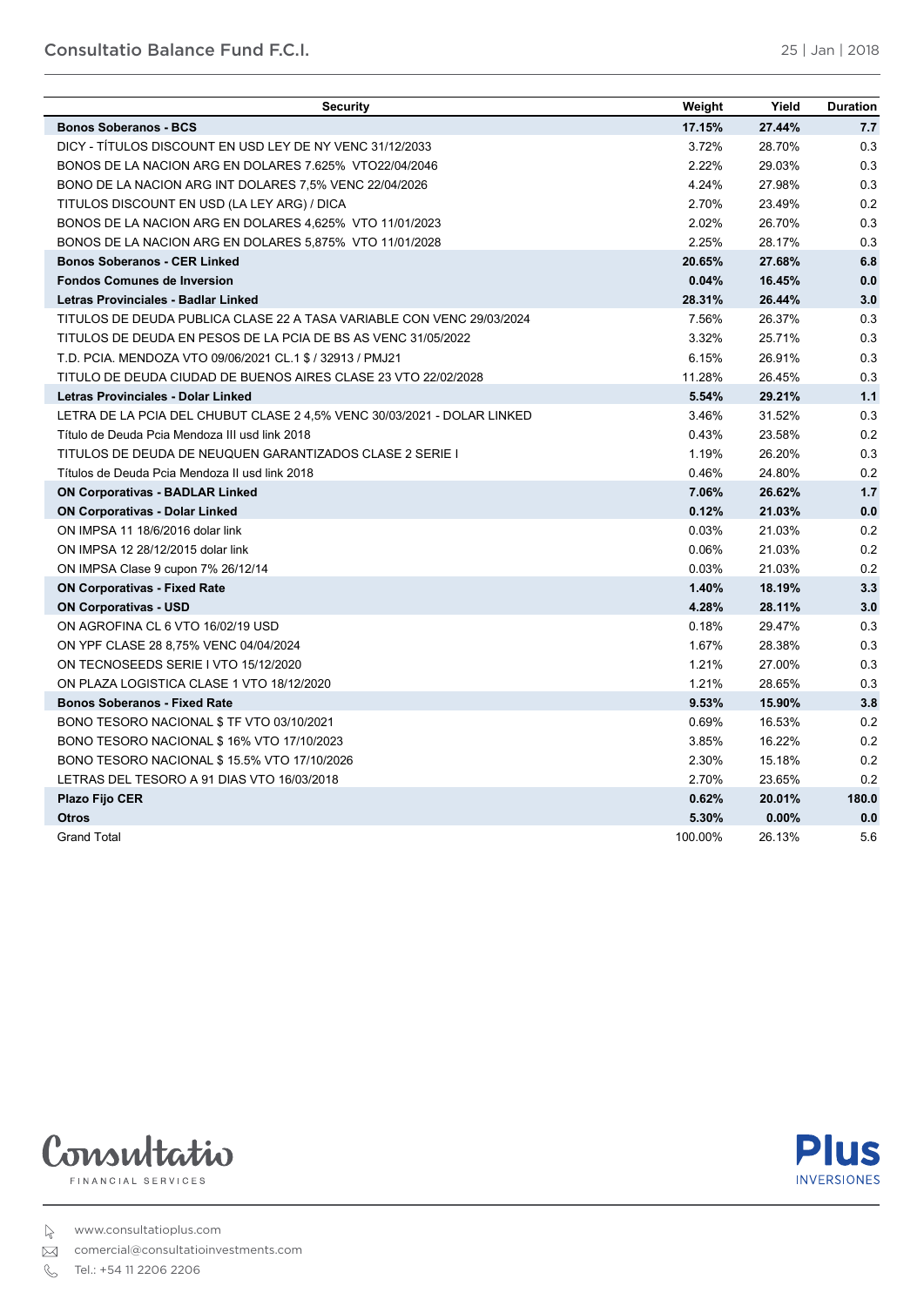| Security | Weight | Yield | Duration |
|---|---|---|---|
| **Bonos Soberanos - BCS** | **17.15%** | **27.44%** | **7.7** |
| DICY - TÍTULOS DISCOUNT EN USD LEY DE NY VENC 31/12/2033 | 3.72% | 28.70% | 0.3 |
| BONOS DE LA NACION ARG EN DOLARES 7.625% VTO22/04/2046 | 2.22% | 29.03% | 0.3 |
| BONO DE LA NACION ARG INT DOLARES 7,5% VENC 22/04/2026 | 4.24% | 27.98% | 0.3 |
| TITULOS DISCOUNT EN USD (LA LEY ARG) / DICA | 2.70% | 23.49% | 0.2 |
| BONOS DE LA NACION ARG EN DOLARES 4,625% VTO 11/01/2023 | 2.02% | 26.70% | 0.3 |
| BONOS DE LA NACION ARG EN DOLARES 5,875% VTO 11/01/2028 | 2.25% | 28.17% | 0.3 |
| **Bonos Soberanos - CER Linked** | **20.65%** | **27.68%** | **6.8** |
| **Fondos Comunes de Inversion** | **0.04%** | **16.45%** | **0.0** |
| **Letras Provinciales - Badlar Linked** | **28.31%** | **26.44%** | **3.0** |
| TITULOS DE DEUDA PUBLICA CLASE 22 A TASA VARIABLE CON VENC 29/03/2024 | 7.56% | 26.37% | 0.3 |
| TITULOS DE DEUDA EN PESOS DE LA PCIA DE BS AS VENC 31/05/2022 | 3.32% | 25.71% | 0.3 |
| T.D. PCIA. MENDOZA VTO 09/06/2021 CL.1 $ / 32913 / PMJ21 | 6.15% | 26.91% | 0.3 |
| TITULO DE DEUDA CIUDAD DE BUENOS AIRES CLASE 23 VTO 22/02/2028 | 11.28% | 26.45% | 0.3 |
| **Letras Provinciales - Dolar Linked** | **5.54%** | **29.21%** | **1.1** |
| LETRA DE LA PCIA DEL CHUBUT CLASE 2 4,5% VENC 30/03/2021 - DOLAR LINKED | 3.46% | 31.52% | 0.3 |
| Título de Deuda Pcia Mendoza III usd link 2018 | 0.43% | 23.58% | 0.2 |
| TITULOS DE DEUDA DE NEUQUEN GARANTIZADOS CLASE 2 SERIE I | 1.19% | 26.20% | 0.3 |
| Títulos de Deuda Pcia Mendoza II usd link 2018 | 0.46% | 24.80% | 0.2 |
| **ON Corporativas - BADLAR Linked** | **7.06%** | **26.62%** | **1.7** |
| **ON Corporativas - Dolar Linked** | **0.12%** | **21.03%** | **0.0** |
| ON IMPSA 11 18/6/2016 dolar link | 0.03% | 21.03% | 0.2 |
| ON IMPSA 12 28/12/2015 dolar link | 0.06% | 21.03% | 0.2 |
| ON IMPSA Clase 9 cupon 7% 26/12/14 | 0.03% | 21.03% | 0.2 |
| **ON Corporativas - Fixed Rate** | **1.40%** | **18.19%** | **3.3** |
| **ON Corporativas - USD** | **4.28%** | **28.11%** | **3.0** |
| ON AGROFINA CL 6 VTO 16/02/19 USD | 0.18% | 29.47% | 0.3 |
| ON YPF CLASE 28 8,75% VENC 04/04/2024 | 1.67% | 28.38% | 0.3 |
| ON TECNOSEEDS SERIE I VTO 15/12/2020 | 1.21% | 27.00% | 0.3 |
| ON PLAZA LOGISTICA CLASE 1 VTO 18/12/2020 | 1.21% | 28.65% | 0.3 |
| **Bonos Soberanos - Fixed Rate** | **9.53%** | **15.90%** | **3.8** |
| BONO TESORO NACIONAL $ TF VTO 03/10/2021 | 0.69% | 16.53% | 0.2 |
| BONO TESORO NACIONAL $ 16% VTO 17/10/2023 | 3.85% | 16.22% | 0.2 |
| BONO TESORO NACIONAL $ 15.5% VTO 17/10/2026 | 2.30% | 15.18% | 0.2 |
| LETRAS DEL TESORO A 91 DIAS VTO 16/03/2018 | 2.70% | 23.65% | 0.2 |
| **Plazo Fijo CER** | **0.62%** | **20.01%** | **180.0** |
| **Otros** | **5.30%** | **0.00%** | **0.0** |
| Grand Total | 100.00% | 26.13% | 5.6 |

www.consultatioplus.com

comercial@consultatioinvestments.com

Tel.: +54 11 2206 2206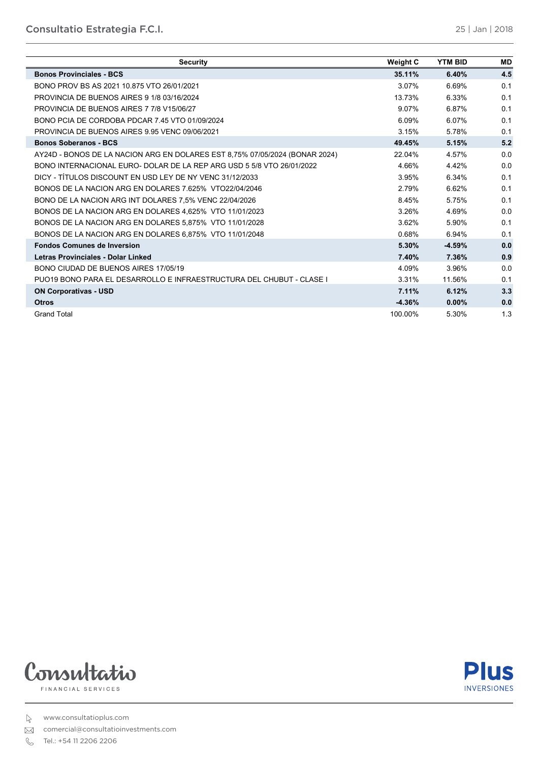| Security | Weight C | YTM BID | MD |
|---|---|---|---|
| **Bonos Provinciales - BCS** | **35.11%** | **6.40%** | **4.5** |
| BONO PROV BS AS 2021 10.875 VTO 26/01/2021 | 3.07% | 6.69% | 0.1 |
| PROVINCIA DE BUENOS AIRES 9 1/8 03/16/2024 | 13.73% | 6.33% | 0.1 |
| PROVINCIA DE BUENOS AIRES 7 7/8 V15/06/27 | 9.07% | 6.87% | 0.1 |
| BONO PCIA DE CORDOBA PDCAR 7.45 VTO 01/09/2024 | 6.09% | 6.07% | 0.1 |
| PROVINCIA DE BUENOS AIRES 9.95 VENC 09/06/2021 | 3.15% | 5.78% | 0.1 |
| **Bonos Soberanos - BCS** | **49.45%** | **5.15%** | **5.2** |
| AY24D - BONOS DE LA NACION ARG EN DOLARES EST 8,75% 07/05/2024 (BONAR 2024) | 22.04% | 4.57% | 0.0 |
| BONO INTERNACIONAL EURO- DOLAR DE LA REP ARG USD 5 5/8 VTO 26/01/2022 | 4.66% | 4.42% | 0.0 |
| DICY - TÍTULOS DISCOUNT EN USD LEY DE NY VENC 31/12/2033 | 3.95% | 6.34% | 0.1 |
| BONOS DE LA NACION ARG EN DOLARES 7.625% VTO22/04/2046 | 2.79% | 6.62% | 0.1 |
| BONO DE LA NACION ARG INT DOLARES 7,5% VENC 22/04/2026 | 8.45% | 5.75% | 0.1 |
| BONOS DE LA NACION ARG EN DOLARES 4,625% VTO 11/01/2023 | 3.26% | 4.69% | 0.0 |
| BONOS DE LA NACION ARG EN DOLARES 5,875% VTO 11/01/2028 | 3.62% | 5.90% | 0.1 |
| BONOS DE LA NACION ARG EN DOLARES 6,875% VTO 11/01/2048 | 0.68% | 6.94% | 0.1 |
| **Fondos Comunes de Inversion** | **5.30%** | **-4.59%** | **0.0** |
| **Letras Provinciales - Dolar Linked** | **7.40%** | **7.36%** | **0.9** |
| BONO CIUDAD DE BUENOS AIRES 17/05/19 | 4.09% | 3.96% | 0.0 |
| PUO19 BONO PARA EL DESARROLLO E INFRAESTRUCTURA DEL CHUBUT - CLASE I | 3.31% | 11.56% | 0.1 |
| **ON Corporativas - USD** | **7.11%** | **6.12%** | **3.3** |
| **Otros** | **-4.36%** | **0.00%** | **0.0** |
| Grand Total | 100.00% | 5.30% | 1.3 |

Consultatio FINANCIAL SERVICES

Plus INVERSIONES

www.consultatioplus.com

comercial@consultatioinvestments.com

Tel.: +54 11 2206 2206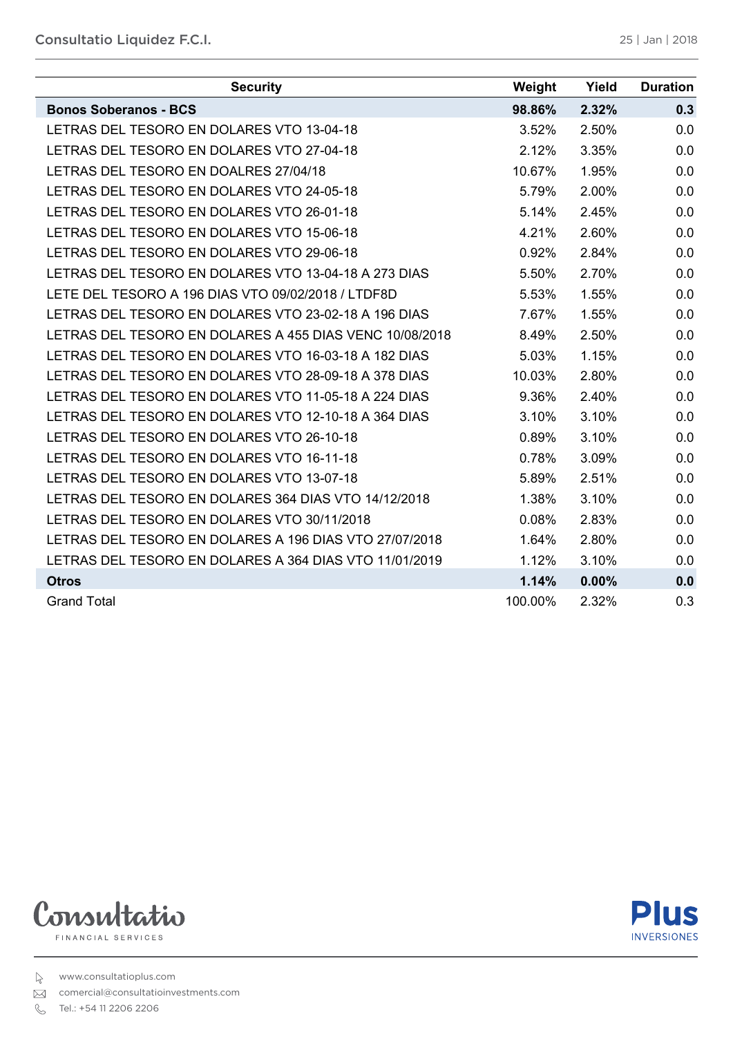| Security | Weight | Yield | Duration |
|---|---|---|---|
| **Bonos Soberanos - BCS** | **98.86%** | **2.32%** | **0.3** |
| LETRAS DEL TESORO EN DOLARES VTO 13-04-18 | 3.52% | 2.50% | 0.0 |
| LETRAS DEL TESORO EN DOLARES VTO 27-04-18 | 2.12% | 3.35% | 0.0 |
| LETRAS DEL TESORO EN DOALRES 27/04/18 | 10.67% | 1.95% | 0.0 |
| LETRAS DEL TESORO EN DOLARES VTO 24-05-18 | 5.79% | 2.00% | 0.0 |
| LETRAS DEL TESORO EN DOLARES VTO 26-01-18 | 5.14% | 2.45% | 0.0 |
| LETRAS DEL TESORO EN DOLARES VTO 15-06-18 | 4.21% | 2.60% | 0.0 |
| LETRAS DEL TESORO EN DOLARES VTO 29-06-18 | 0.92% | 2.84% | 0.0 |
| LETRAS DEL TESORO EN DOLARES VTO 13-04-18 A 273 DIAS | 5.50% | 2.70% | 0.0 |
| LETE DEL TESORO A 196 DIAS VTO 09/02/2018 / LTDF8D | 5.53% | 1.55% | 0.0 |
| LETRAS DEL TESORO EN DOLARES VTO 23-02-18 A 196 DIAS | 7.67% | 1.55% | 0.0 |
| LETRAS DEL TESORO EN DOLARES A 455 DIAS VENC 10/08/2018 | 8.49% | 2.50% | 0.0 |
| LETRAS DEL TESORO EN DOLARES VTO 16-03-18 A 182 DIAS | 5.03% | 1.15% | 0.0 |
| LETRAS DEL TESORO EN DOLARES VTO 28-09-18 A 378 DIAS | 10.03% | 2.80% | 0.0 |
| LETRAS DEL TESORO EN DOLARES VTO 11-05-18 A 224 DIAS | 9.36% | 2.40% | 0.0 |
| LETRAS DEL TESORO EN DOLARES VTO 12-10-18 A 364 DIAS | 3.10% | 3.10% | 0.0 |
| LETRAS DEL TESORO EN DOLARES VTO 26-10-18 | 0.89% | 3.10% | 0.0 |
| LETRAS DEL TESORO EN DOLARES VTO 16-11-18 | 0.78% | 3.09% | 0.0 |
| LETRAS DEL TESORO EN DOLARES VTO 13-07-18 | 5.89% | 2.51% | 0.0 |
| LETRAS DEL TESORO EN DOLARES 364 DIAS VTO 14/12/2018 | 1.38% | 3.10% | 0.0 |
| LETRAS DEL TESORO EN DOLARES VTO 30/11/2018 | 0.08% | 2.83% | 0.0 |
| LETRAS DEL TESORO EN DOLARES A 196 DIAS VTO 27/07/2018 | 1.64% | 2.80% | 0.0 |
| LETRAS DEL TESORO EN DOLARES A 364 DIAS VTO 11/01/2019 | 1.12% | 3.10% | 0.0 |
| **Otros** | **1.14%** | **0.00%** | **0.0** |
| Grand Total | 100.00% | 2.32% | 0.3 |

Consultatio FINANCIAL SERVICES

Plus INVERSIONES

www.consultatioplus.com
comercial@consultatioinvestments.com
Tel.: +54 11 2206 2206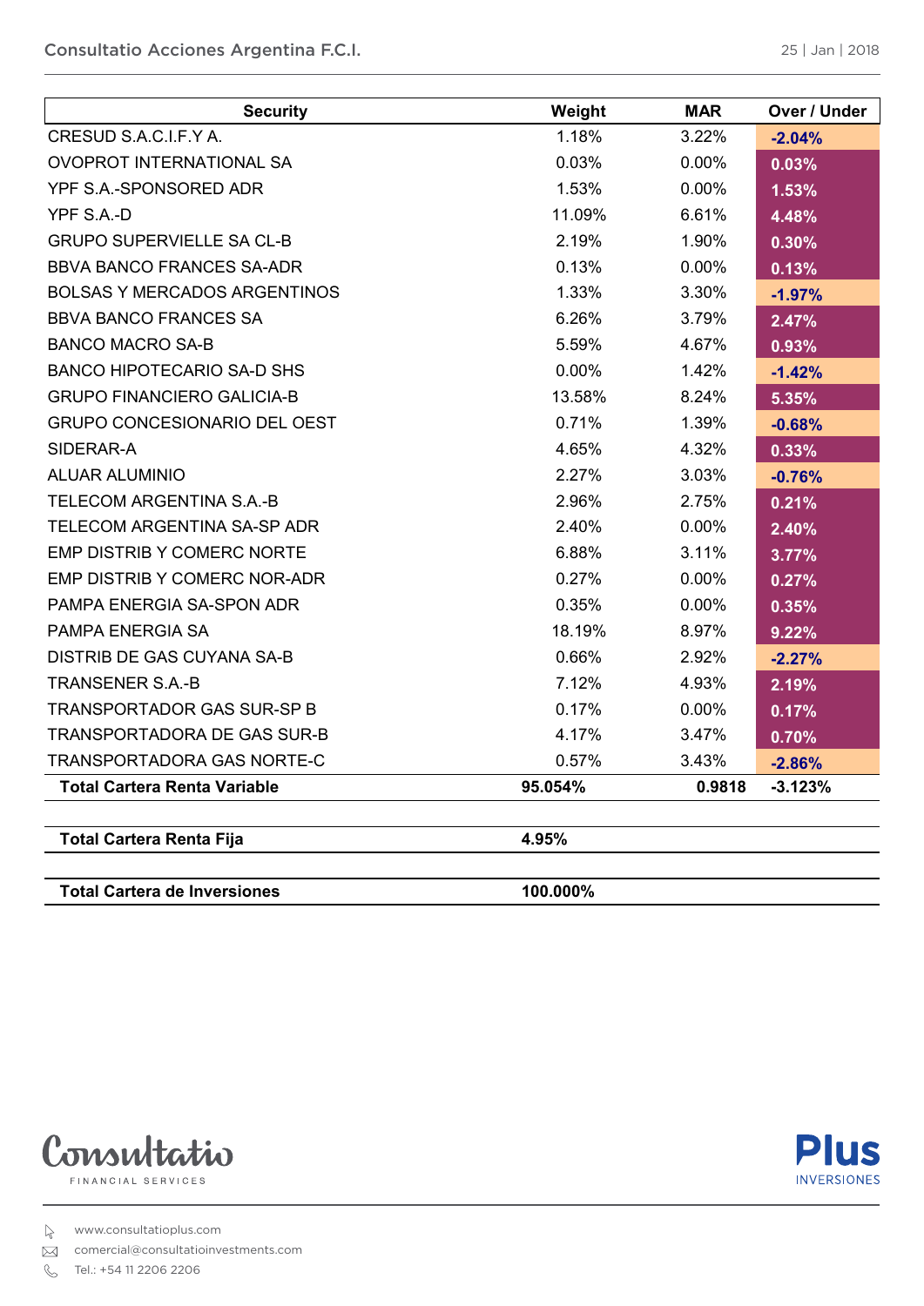| Security | Weight | MAR | Over / Under |
|---|---|---|---|
| CRESUD S.A.C.I.F.Y A. | 1.18% | 3.22% | -2.04% |
| OVOPROT INTERNATIONAL SA | 0.03% | 0.00% | 0.03% |
| YPF S.A.-SPONSORED ADR | 1.53% | 0.00% | 1.53% |
| YPF S.A.-D | 11.09% | 6.61% | 4.48% |
| GRUPO SUPERVIELLE SA CL-B | 2.19% | 1.90% | 0.30% |
| BBVA BANCO FRANCES SA-ADR | 0.13% | 0.00% | 0.13% |
| BOLSAS Y MERCADOS ARGENTINOS | 1.33% | 3.30% | -1.97% |
| BBVA BANCO FRANCES SA | 6.26% | 3.79% | 2.47% |
| BANCO MACRO SA-B | 5.59% | 4.67% | 0.93% |
| BANCO HIPOTECARIO SA-D SHS | 0.00% | 1.42% | -1.42% |
| GRUPO FINANCIERO GALICIA-B | 13.58% | 8.24% | 5.35% |
| GRUPO CONCESIONARIO DEL OEST | 0.71% | 1.39% | -0.68% |
| SIDERAR-A | 4.65% | 4.32% | 0.33% |
| ALUAR ALUMINIO | 2.27% | 3.03% | -0.76% |
| TELECOM ARGENTINA S.A.-B | 2.96% | 2.75% | 0.21% |
| TELECOM ARGENTINA SA-SP ADR | 2.40% | 0.00% | 2.40% |
| EMP DISTRIB Y COMERC NORTE | 6.88% | 3.11% | 3.77% |
| EMP DISTRIB Y COMERC NOR-ADR | 0.27% | 0.00% | 0.27% |
| PAMPA ENERGIA SA-SPON ADR | 0.35% | 0.00% | 0.35% |
| PAMPA ENERGIA SA | 18.19% | 8.97% | 9.22% |
| DISTRIB DE GAS CUYANA SA-B | 0.66% | 2.92% | -2.27% |
| TRANSENER S.A.-B | 7.12% | 4.93% | 2.19% |
| TRANSPORTADOR GAS SUR-SP B | 0.17% | 0.00% | 0.17% |
| TRANSPORTADORA DE GAS SUR-B | 4.17% | 3.47% | 0.70% |
| TRANSPORTADORA GAS NORTE-C | 0.57% | 3.43% | -2.86% |
| **Total Cartera Renta Variable** | **95.054%** | **0.9818** | **-3.123%** |

| | |
|---|---|
| **Total Cartera Renta Fija** | **4.95%** |
| **Total Cartera de Inversiones** | **100.000%** |

Consultatio FINANCIAL SERVICES

Plus INVERSIONES

www.consultatioplus.com

comercial@consultatioinvestments.com

Tel.: +54 11 2206 2206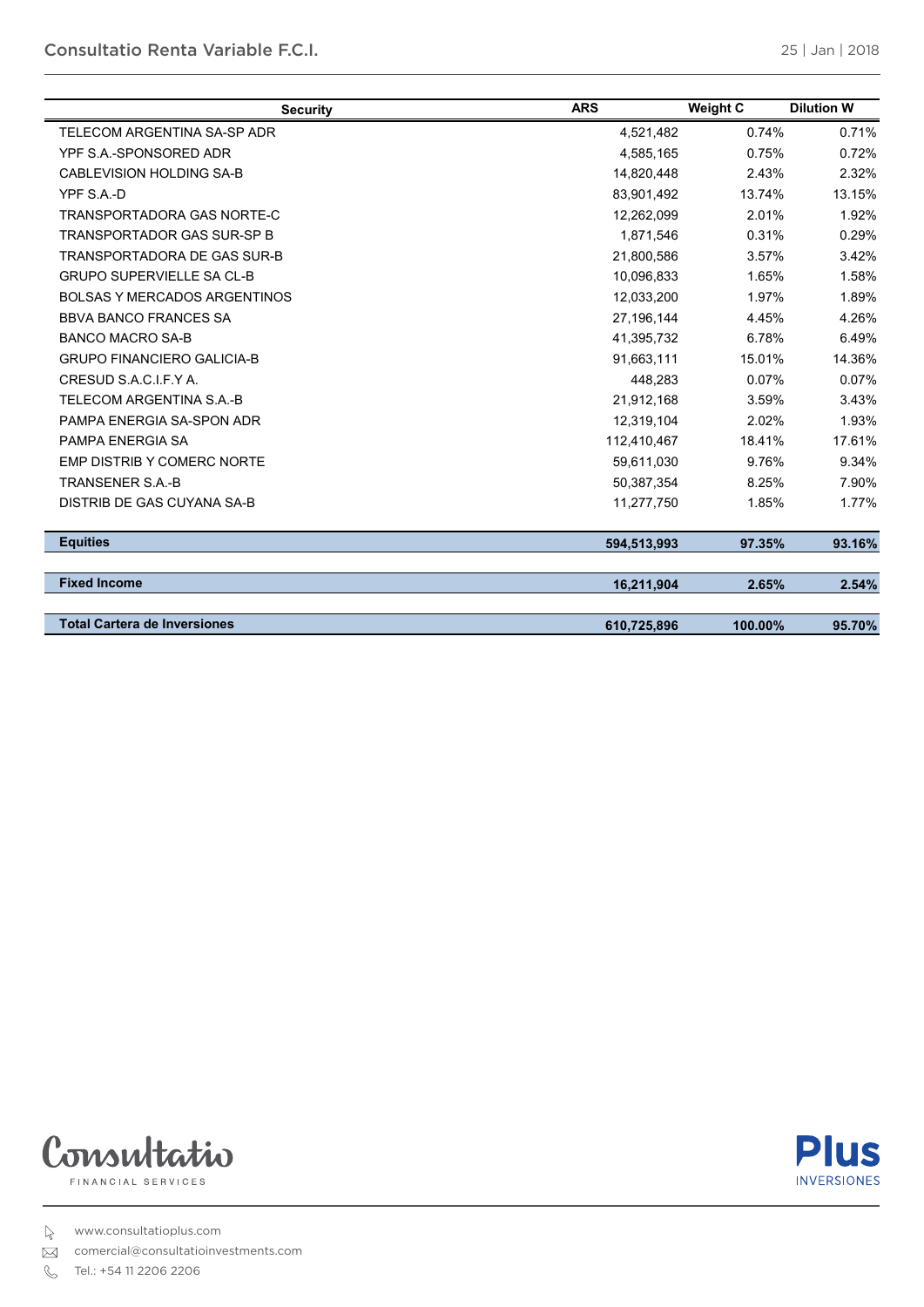| Security | ARS | Weight C | Dilution W |
|---|---|---|---|
| TELECOM ARGENTINA SA-SP ADR | 4,521,482 | 0.74% | 0.71% |
| YPF S.A.-SPONSORED ADR | 4,585,165 | 0.75% | 0.72% |
| CABLEVISION HOLDING SA-B | 14,820,448 | 2.43% | 2.32% |
| YPF S.A.-D | 83,901,492 | 13.74% | 13.15% |
| TRANSPORTADORA GAS NORTE-C | 12,262,099 | 2.01% | 1.92% |
| TRANSPORTADOR GAS SUR-SP B | 1,871,546 | 0.31% | 0.29% |
| TRANSPORTADORA DE GAS SUR-B | 21,800,586 | 3.57% | 3.42% |
| GRUPO SUPERVIELLE SA CL-B | 10,096,833 | 1.65% | 1.58% |
| BOLSAS Y MERCADOS ARGENTINOS | 12,033,200 | 1.97% | 1.89% |
| BBVA BANCO FRANCES SA | 27,196,144 | 4.45% | 4.26% |
| BANCO MACRO SA-B | 41,395,732 | 6.78% | 6.49% |
| GRUPO FINANCIERO GALICIA-B | 91,663,111 | 15.01% | 14.36% |
| CRESUD S.A.C.I.F.Y A. | 448,283 | 0.07% | 0.07% |
| TELECOM ARGENTINA S.A.-B | 21,912,168 | 3.59% | 3.43% |
| PAMPA ENERGIA SA-SPON ADR | 12,319,104 | 2.02% | 1.93% |
| PAMPA ENERGIA SA | 112,410,467 | 18.41% | 17.61% |
| EMP DISTRIB Y COMERC NORTE | 59,611,030 | 9.76% | 9.34% |
| TRANSENER S.A.-B | 50,387,354 | 8.25% | 7.90% |
| DISTRIB DE GAS CUYANA SA-B | 11,277,750 | 1.85% | 1.77% |
| **Equities** | **594,513,993** | **97.35%** | **93.16%** |
| **Fixed Income** | **16,211,904** | **2.65%** | **2.54%** |
| **Total Cartera de Inversiones** | **610,725,896** | **100.00%** | **95.70%** |

Consultatio FINANCIAL SERVICES

Plus INVERSIONES

www.consultatioplus.com

comercial@consultatioinvestments.com

Tel.: +54 11 2206 2206